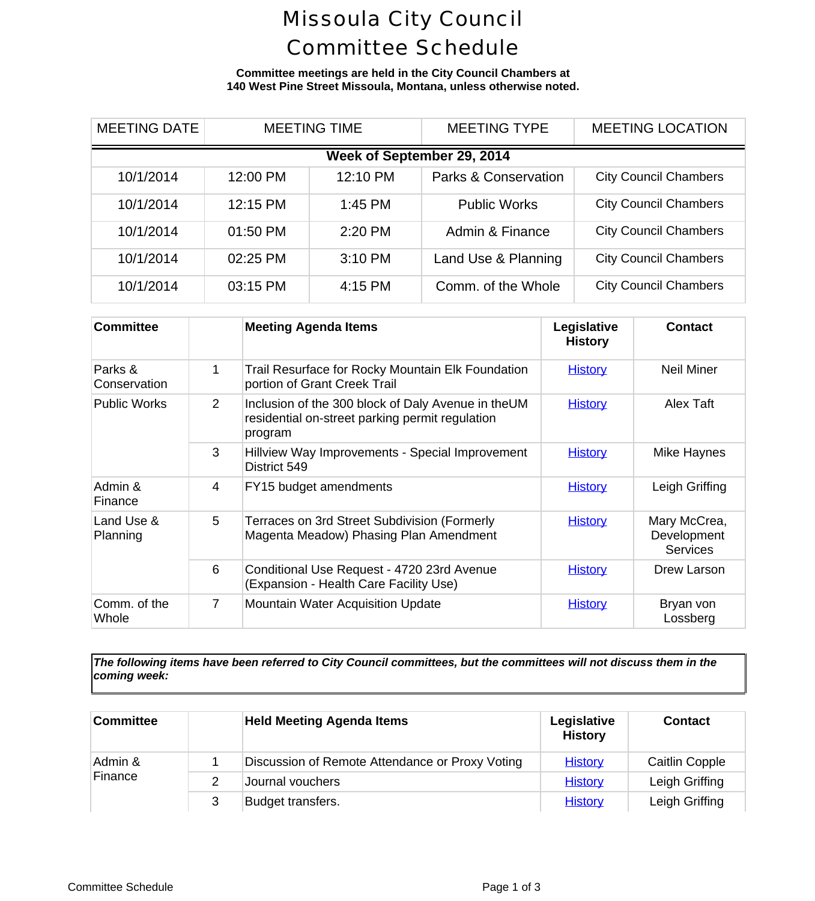# Missoula City Council Committee Schedule

**Committee meetings are held in the City Council Chambers at 140 West Pine Street Missoula, Montana, unless otherwise noted.**

| MEETING DATE | MEETING TIME | | MEETING TYPE | MEETING LOCATION |
|---|---|---|---|---|
| **Week of September 29, 2014** | | | | |
| 10/1/2014 | 12:00 PM | 12:10 PM | Parks & Conservation | City Council Chambers |
| 10/1/2014 | 12:15 PM | 1:45 PM | Public Works | City Council Chambers |
| 10/1/2014 | 01:50 PM | 2:20 PM | Admin & Finance | City Council Chambers |
| 10/1/2014 | 02:25 PM | 3:10 PM | Land Use & Planning | City Council Chambers |
| 10/1/2014 | 03:15 PM | 4:15 PM | Comm. of the Whole | City Council Chambers |

| Committee | | Meeting Agenda Items | Legislative History | Contact |
|---|---|---|---|---|
| Parks & Conservation | 1 | Trail Resurface for Rocky Mountain Elk Foundation portion of Grant Creek Trail | History | Neil Miner |
| Public Works | 2 | Inclusion of the 300 block of Daly Avenue in theUM residential on-street parking permit regulation program | History | Alex Taft |
| | 3 | Hillview Way Improvements - Special Improvement District 549 | History | Mike Haynes |
| Admin & Finance | 4 | FY15 budget amendments | History | Leigh Griffing |
| Land Use & Planning | 5 | Terraces on 3rd Street Subdivision (Formerly Magenta Meadow) Phasing Plan Amendment | History | Mary McCrea, Development Services |
| | 6 | Conditional Use Request - 4720 23rd Avenue (Expansion - Health Care Facility Use) | History | Drew Larson |
| Comm. of the Whole | 7 | Mountain Water Acquisition Update | History | Bryan von Lossberg |

***The following items have been referred to City Council committees, but the committees will not discuss them in the coming week:***

| Committee | | Held Meeting Agenda Items | Legislative History | Contact |
|---|---|---|---|---|
| Admin & Finance | 1 | Discussion of Remote Attendance or Proxy Voting | History | Caitlin Copple |
| | 2 | Journal vouchers | History | Leigh Griffing |
| | 3 | Budget transfers. | History | Leigh Griffing |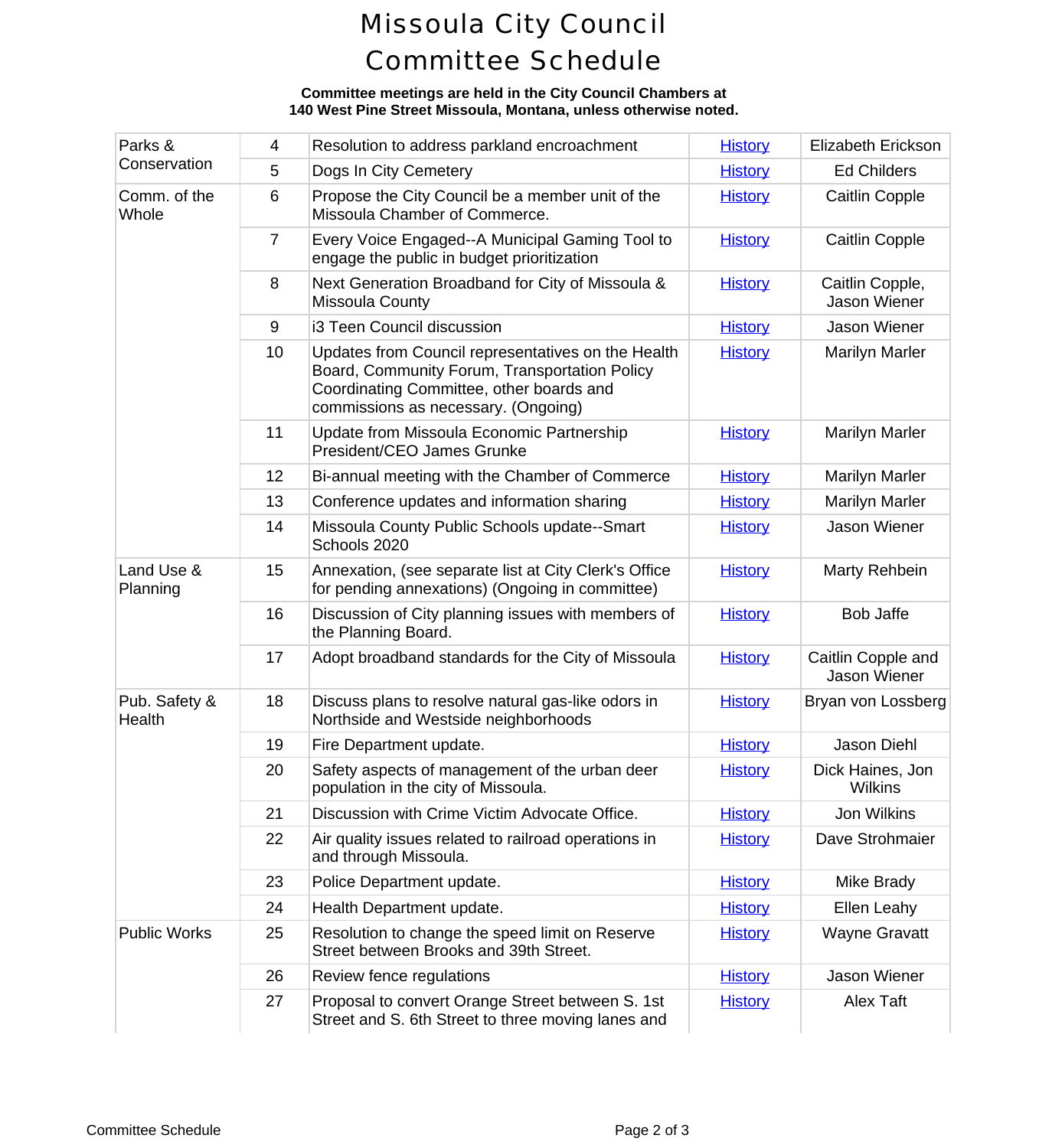# Missoula City Council Committee Schedule

**Committee meetings are held in the City Council Chambers at 140 West Pine Street Missoula, Montana, unless otherwise noted.**

| | | | | |
|---|---|---|---|---|
| Parks & Conservation | 4 | Resolution to address parkland encroachment | History | Elizabeth Erickson |
| | 5 | Dogs In City Cemetery | History | Ed Childers |
| Comm. of the Whole | 6 | Propose the City Council be a member unit of the Missoula Chamber of Commerce. | History | Caitlin Copple |
| | 7 | Every Voice Engaged--A Municipal Gaming Tool to engage the public in budget prioritization | History | Caitlin Copple |
| | 8 | Next Generation Broadband for City of Missoula & Missoula County | History | Caitlin Copple, Jason Wiener |
| | 9 | i3 Teen Council discussion | History | Jason Wiener |
| | 10 | Updates from Council representatives on the Health Board, Community Forum, Transportation Policy Coordinating Committee, other boards and commissions as necessary. (Ongoing) | History | Marilyn Marler |
| | 11 | Update from Missoula Economic Partnership President/CEO James Grunke | History | Marilyn Marler |
| | 12 | Bi-annual meeting with the Chamber of Commerce | History | Marilyn Marler |
| | 13 | Conference updates and information sharing | History | Marilyn Marler |
| | 14 | Missoula County Public Schools update--Smart Schools 2020 | History | Jason Wiener |
| Land Use & Planning | 15 | Annexation, (see separate list at City Clerk's Office for pending annexations) (Ongoing in committee) | History | Marty Rehbein |
| | 16 | Discussion of City planning issues with members of the Planning Board. | History | Bob Jaffe |
| | 17 | Adopt broadband standards for the City of Missoula | History | Caitlin Copple and Jason Wiener |
| Pub. Safety & Health | 18 | Discuss plans to resolve natural gas-like odors in Northside and Westside neighborhoods | History | Bryan von Lossberg |
| | 19 | Fire Department update. | History | Jason Diehl |
| | 20 | Safety aspects of management of the urban deer population in the city of Missoula. | History | Dick Haines, Jon Wilkins |
| | 21 | Discussion with Crime Victim Advocate Office. | History | Jon Wilkins |
| | 22 | Air quality issues related to railroad operations in and through Missoula. | History | Dave Strohmaier |
| | 23 | Police Department update. | History | Mike Brady |
| | 24 | Health Department update. | History | Ellen Leahy |
| Public Works | 25 | Resolution to change the speed limit on Reserve Street between Brooks and 39th Street. | History | Wayne Gravatt |
| | 26 | Review fence regulations | History | Jason Wiener |
| | 27 | Proposal to convert Orange Street between S. 1st Street and S. 6th Street to three moving lanes and | History | Alex Taft |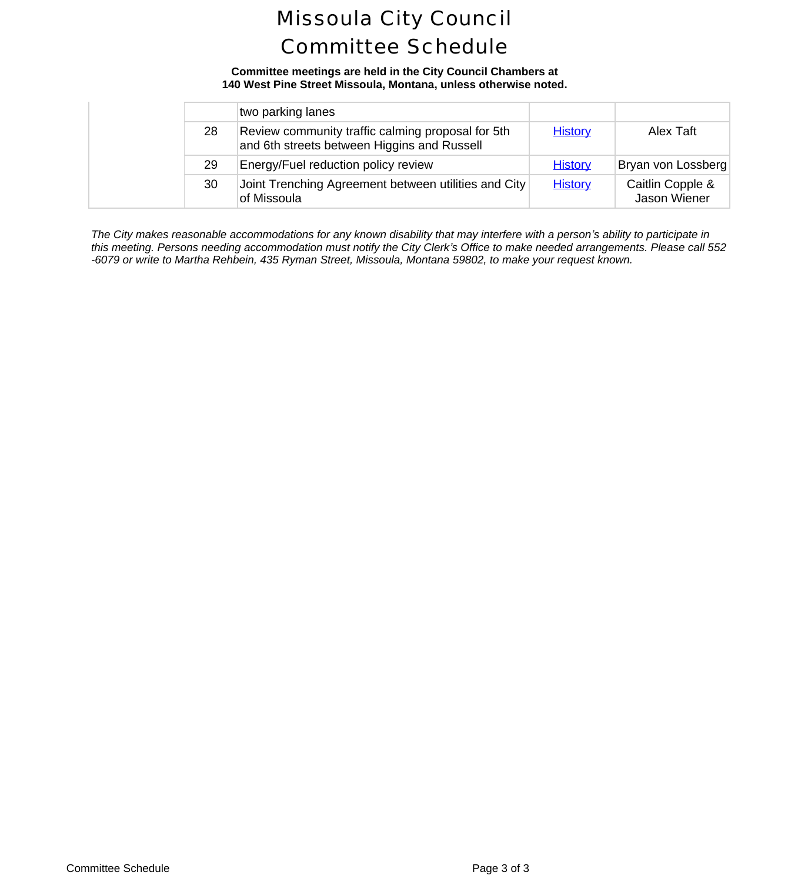# Missoula City Council
# Committee Schedule

**Committee meetings are held in the City Council Chambers at 140 West Pine Street Missoula, Montana, unless otherwise noted.**

| | | | | |
|---|---|---|---|---|
| | | two parking lanes | | |
| | 28 | Review community traffic calming proposal for 5th and 6th streets between Higgins and Russell | History | Alex Taft |
| | 29 | Energy/Fuel reduction policy review | History | Bryan von Lossberg |
| | 30 | Joint Trenching Agreement between utilities and City of Missoula | History | Caitlin Copple & Jason Wiener |

*The City makes reasonable accommodations for any known disability that may interfere with a person's ability to participate in this meeting. Persons needing accommodation must notify the City Clerk's Office to make needed arrangements. Please call 552-6079 or write to Martha Rehbein, 435 Ryman Street, Missoula, Montana 59802, to make your request known.*